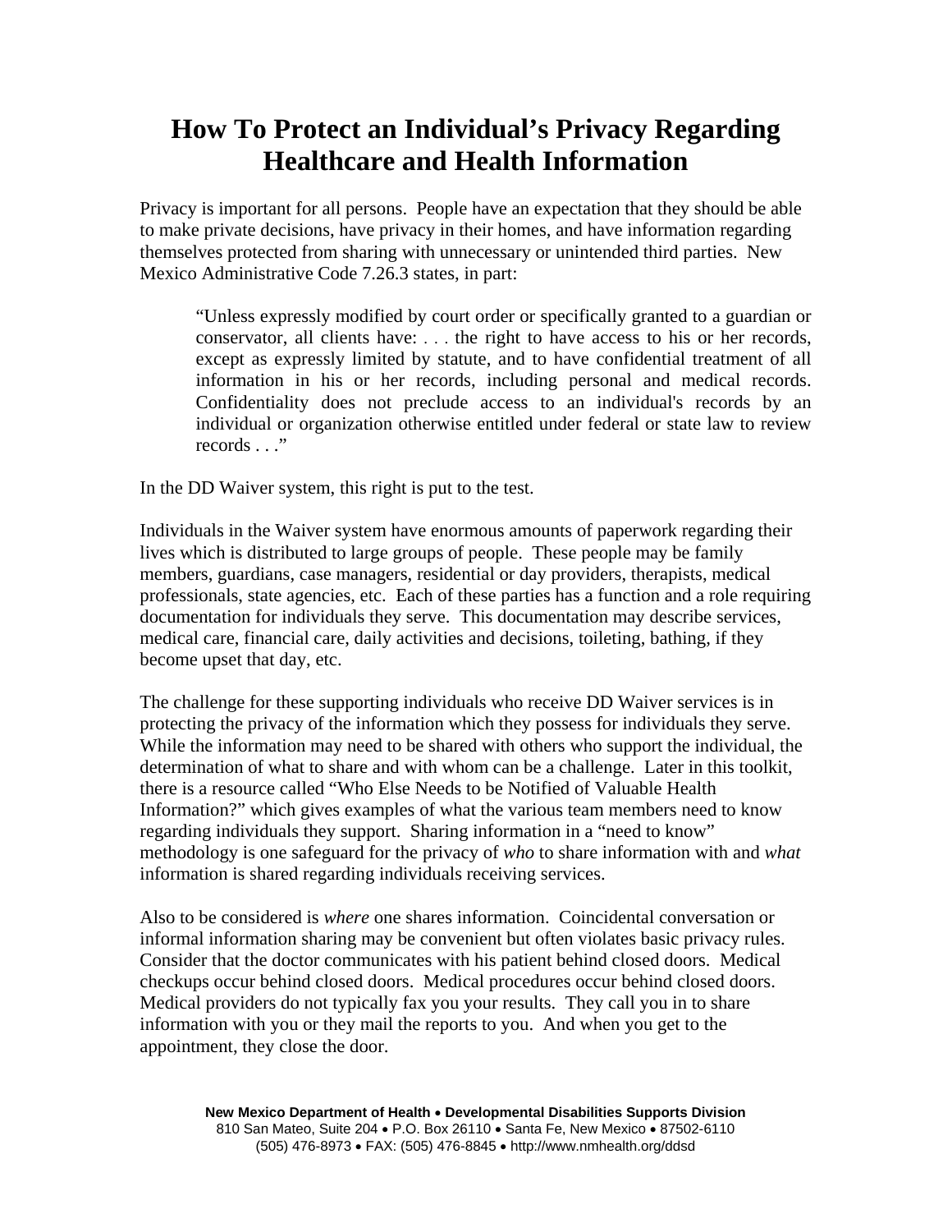# How To Protect an Individual's Privacy Regarding Healthcare and Health Information

Privacy is important for all persons. People have an expectation that they should be able to make private decisions, have privacy in their homes, and have information regarding themselves protected from sharing with unnecessary or unintended third parties. New Mexico Administrative Code 7.26.3 states, in part:

> "Unless expressly modified by court order or specifically granted to a guardian or conservator, all clients have: . . . the right to have access to his or her records, except as expressly limited by statute, and to have confidential treatment of all information in his or her records, including personal and medical records. Confidentiality does not preclude access to an individual's records by an individual or organization otherwise entitled under federal or state law to review records . . ."

In the DD Waiver system, this right is put to the test.

Individuals in the Waiver system have enormous amounts of paperwork regarding their lives which is distributed to large groups of people. These people may be family members, guardians, case managers, residential or day providers, therapists, medical professionals, state agencies, etc. Each of these parties has a function and a role requiring documentation for individuals they serve. This documentation may describe services, medical care, financial care, daily activities and decisions, toileting, bathing, if they become upset that day, etc.

The challenge for these supporting individuals who receive DD Waiver services is in protecting the privacy of the information which they possess for individuals they serve. While the information may need to be shared with others who support the individual, the determination of what to share and with whom can be a challenge. Later in this toolkit, there is a resource called "Who Else Needs to be Notified of Valuable Health Information?" which gives examples of what the various team members need to know regarding individuals they support. Sharing information in a "need to know" methodology is one safeguard for the privacy of *who* to share information with and *what* information is shared regarding individuals receiving services.

Also to be considered is *where* one shares information. Coincidental conversation or informal information sharing may be convenient but often violates basic privacy rules. Consider that the doctor communicates with his patient behind closed doors. Medical checkups occur behind closed doors. Medical procedures occur behind closed doors. Medical providers do not typically fax you your results. They call you in to share information with you or they mail the reports to you. And when you get to the appointment, they close the door.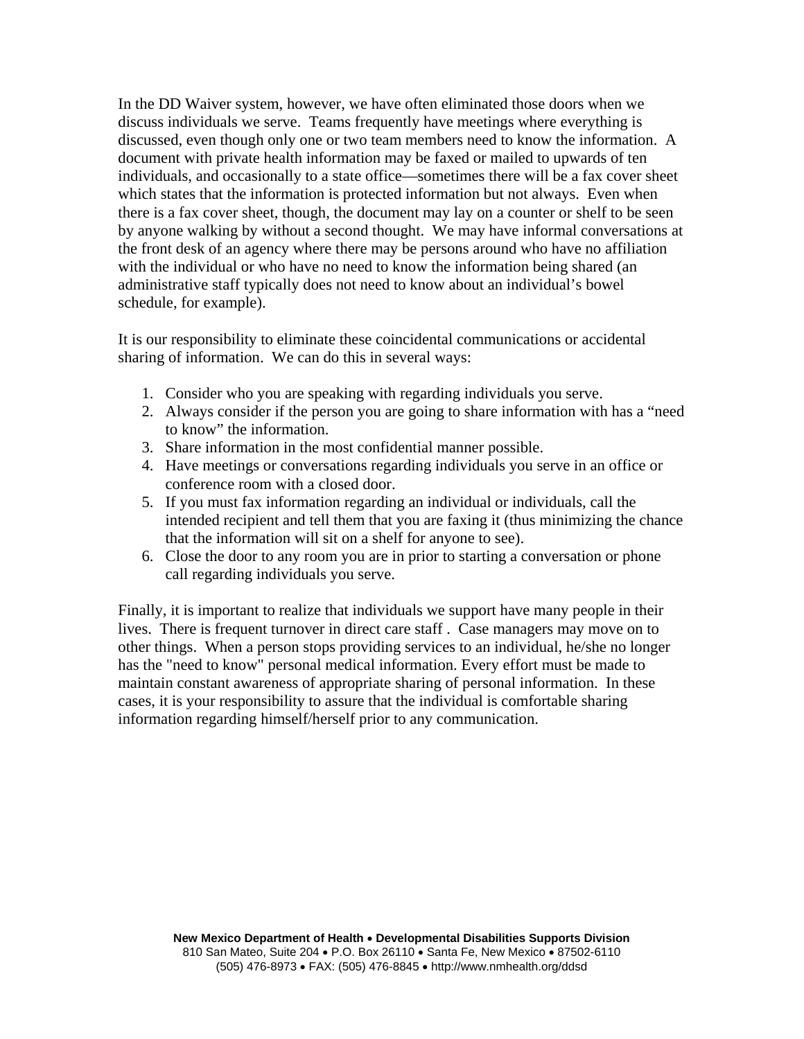In the DD Waiver system, however, we have often eliminated those doors when we discuss individuals we serve. Teams frequently have meetings where everything is discussed, even though only one or two team members need to know the information. A document with private health information may be faxed or mailed to upwards of ten individuals, and occasionally to a state office—sometimes there will be a fax cover sheet which states that the information is protected information but not always. Even when there is a fax cover sheet, though, the document may lay on a counter or shelf to be seen by anyone walking by without a second thought. We may have informal conversations at the front desk of an agency where there may be persons around who have no affiliation with the individual or who have no need to know the information being shared (an administrative staff typically does not need to know about an individual's bowel schedule, for example).

It is our responsibility to eliminate these coincidental communications or accidental sharing of information. We can do this in several ways:

1. Consider who you are speaking with regarding individuals you serve.
2. Always consider if the person you are going to share information with has a "need to know" the information.
3. Share information in the most confidential manner possible.
4. Have meetings or conversations regarding individuals you serve in an office or conference room with a closed door.
5. If you must fax information regarding an individual or individuals, call the intended recipient and tell them that you are faxing it (thus minimizing the chance that the information will sit on a shelf for anyone to see).
6. Close the door to any room you are in prior to starting a conversation or phone call regarding individuals you serve.

Finally, it is important to realize that individuals we support have many people in their lives. There is frequent turnover in direct care staff . Case managers may move on to other things. When a person stops providing services to an individual, he/she no longer has the "need to know" personal medical information. Every effort must be made to maintain constant awareness of appropriate sharing of personal information. In these cases, it is your responsibility to assure that the individual is comfortable sharing information regarding himself/herself prior to any communication.